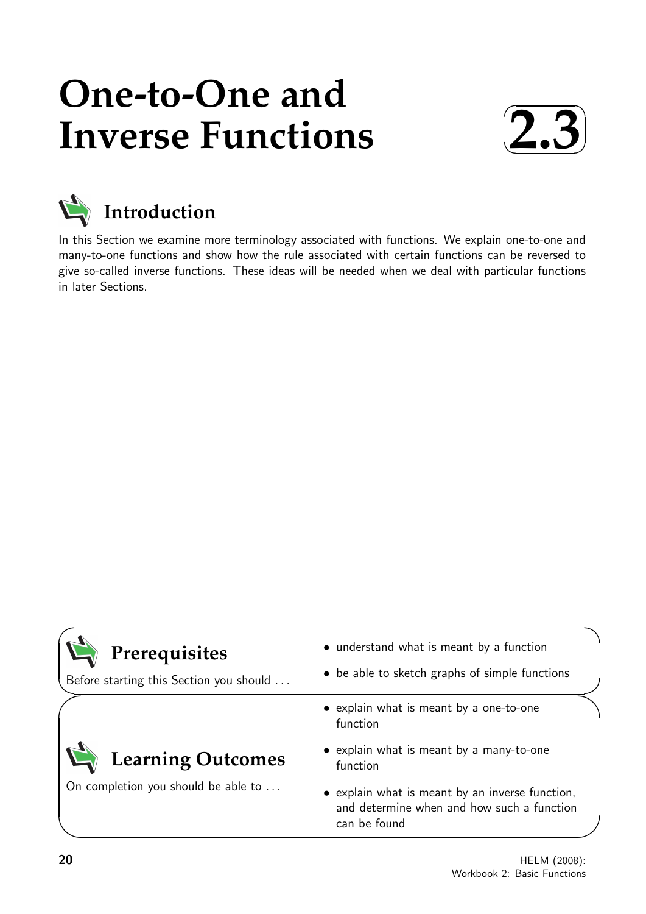# One-to-One and Inverse Functions

**2.3**

## Introduction

In this Section we examine more terminology associated with functions. We explain one-to-one and many-to-one functions and show how the rule associated with certain functions can be reversed to give so-called inverse functions. These ideas will be needed when we deal with particular functions in later Sections.

## Prerequisites

Before starting this Section you should ...

- understand what is meant by a function
- be able to sketch graphs of simple functions

## Learning Outcomes

On completion you should be able to ...

- explain what is meant by a one-to-one function
- explain what is meant by a many-to-one function
- explain what is meant by an inverse function, and determine when and how such a function can be found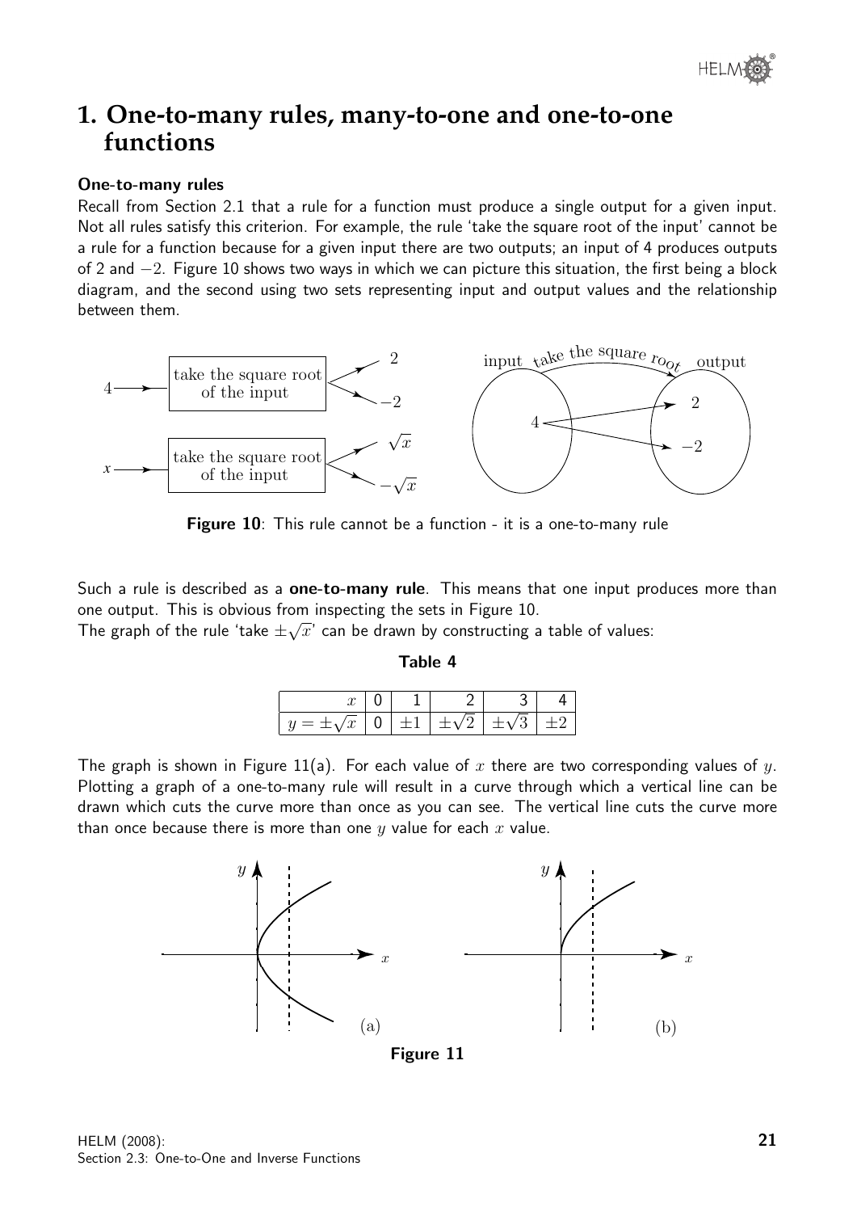# 1. One-to-many rules, many-to-one and one-to-one functions

### One-to-many rules

Recall from Section 2.1 that a rule for a function must produce a single output for a given input. Not all rules satisfy this criterion. For example, the rule 'take the square root of the input' cannot be a rule for a function because for a given input there are two outputs; an input of 4 produces outputs of 2 and $-2$. Figure 10 shows two ways in which we can picture this situation, the first being a block diagram, and the second using two sets representing input and output values and the relationship between them.

**Figure 10**: This rule cannot be a function - it is a one-to-many rule

Such a rule is described as a **one-to-many rule**. This means that one input produces more than one output. This is obvious from inspecting the sets in Figure 10.
The graph of the rule 'take $\pm\sqrt{x}$' can be drawn by constructing a table of values:

**Table 4**

| $x$ | 0 | 1 | 2 | 3 | 4 |
|---|---|---|---|---|---|
| $y = \pm\sqrt{x}$ | 0 | $\pm 1$ | $\pm\sqrt{2}$ | $\pm\sqrt{3}$ | $\pm 2$ |

The graph is shown in Figure 11(a). For each value of $x$ there are two corresponding values of $y$. Plotting a graph of a one-to-many rule will result in a curve through which a vertical line can be drawn which cuts the curve more than once as you can see. The vertical line cuts the curve more than once because there is more than one $y$ value for each $x$ value.

**Figure 11**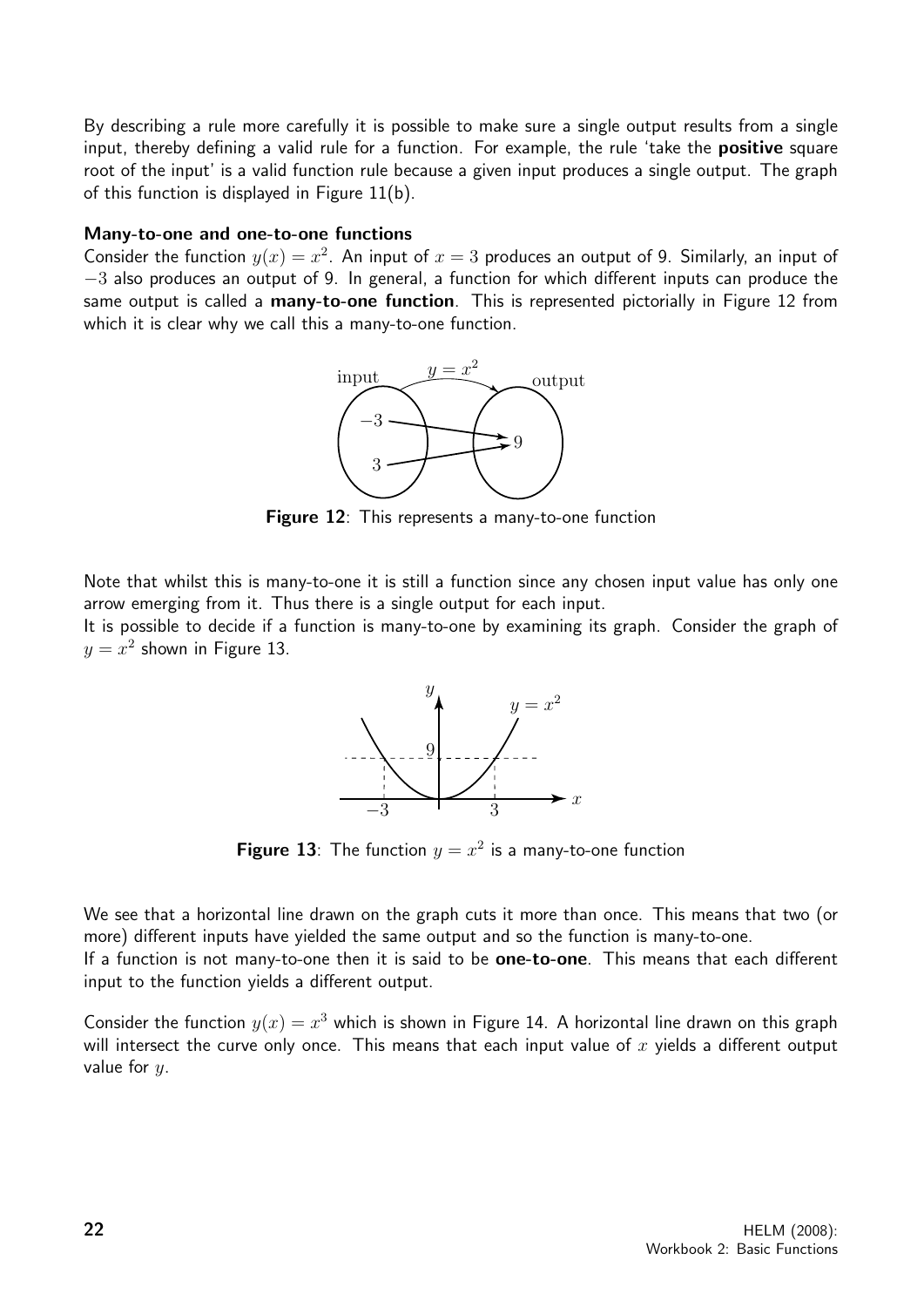By describing a rule more carefully it is possible to make sure a single output results from a single input, thereby defining a valid rule for a function. For example, the rule 'take the **positive** square root of the input' is a valid function rule because a given input produces a single output. The graph of this function is displayed in Figure 11(b).

**Many-to-one and one-to-one functions**

Consider the function $y(x) = x^2$. An input of $x = 3$ produces an output of 9. Similarly, an input of $-3$ also produces an output of 9. In general, a function for which different inputs can produce the same output is called a **many-to-one function**. This is represented pictorially in Figure 12 from which it is clear why we call this a many-to-one function.

**Figure 12**: This represents a many-to-one function

Note that whilst this is many-to-one it is still a function since any chosen input value has only one arrow emerging from it. Thus there is a single output for each input.

It is possible to decide if a function is many-to-one by examining its graph. Consider the graph of $y = x^2$ shown in Figure 13.

**Figure 13**: The function $y = x^2$ is a many-to-one function

We see that a horizontal line drawn on the graph cuts it more than once. This means that two (or more) different inputs have yielded the same output and so the function is many-to-one.

If a function is not many-to-one then it is said to be **one-to-one**. This means that each different input to the function yields a different output.

Consider the function $y(x) = x^3$ which is shown in Figure 14. A horizontal line drawn on this graph will intersect the curve only once. This means that each input value of $x$ yields a different output value for $y$.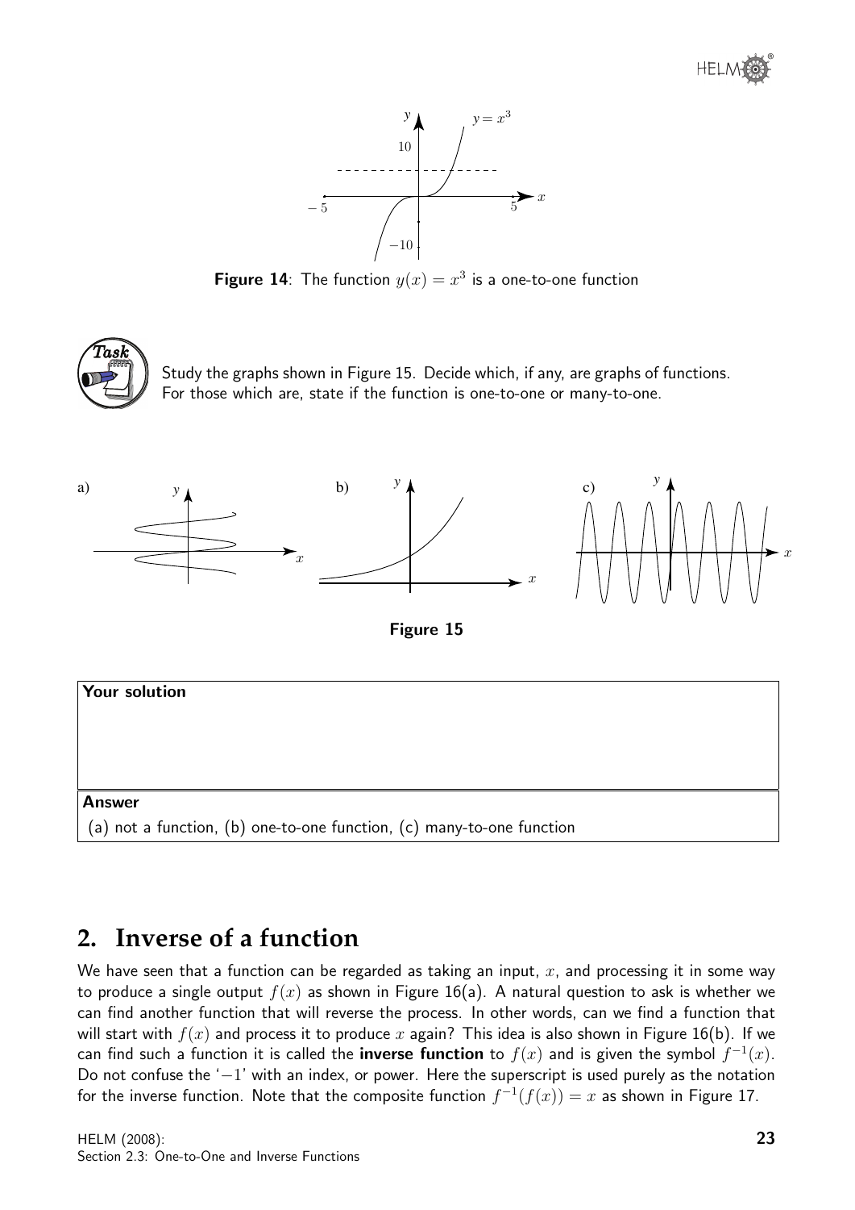**Figure 14**: The function $y(x) = x^3$ is a one-to-one function

**Task**

Study the graphs shown in Figure 15. Decide which, if any, are graphs of functions. For those which are, state if the function is one-to-one or many-to-one.

**Figure 15**

**Your solution**

**Answer**

(a) not a function, (b) one-to-one function, (c) many-to-one function

## 2. Inverse of a function

We have seen that a function can be regarded as taking an input, $x$, and processing it in some way to produce a single output $f(x)$ as shown in Figure 16(a). A natural question to ask is whether we can find another function that will reverse the process. In other words, can we find a function that will start with $f(x)$ and process it to produce $x$ again? This idea is also shown in Figure 16(b). If we can find such a function it is called the **inverse function** to $f(x)$ and is given the symbol $f^{-1}(x)$. Do not confuse the '$-1$' with an index, or power. Here the superscript is used purely as the notation for the inverse function. Note that the composite function $f^{-1}(f(x)) = x$ as shown in Figure 17.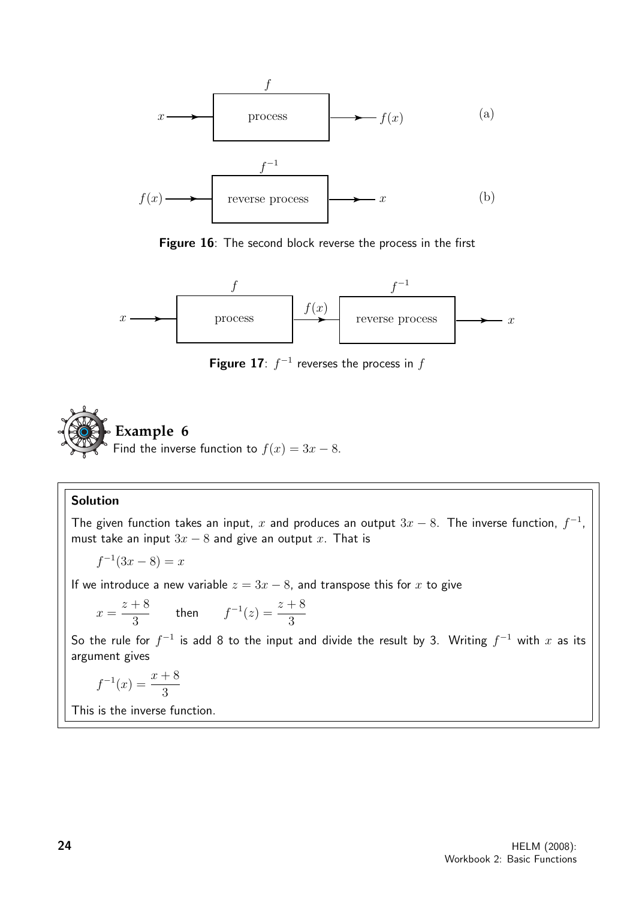Figure 16: The second block reverse the process in the first

Figure 17: $f^{-1}$ reverses the process in $f$

### Example 6

Find the inverse function to $f(x) = 3x - 8$.

**Solution**

The given function takes an input, $x$ and produces an output $3x - 8$. The inverse function, $f^{-1}$, must take an input $3x - 8$ and give an output $x$. That is

$$f^{-1}(3x - 8) = x$$

If we introduce a new variable $z = 3x - 8$, and transpose this for $x$ to give

$$x = \frac{z+8}{3} \qquad \text{then} \qquad f^{-1}(z) = \frac{z+8}{3}$$

So the rule for $f^{-1}$ is add 8 to the input and divide the result by 3. Writing $f^{-1}$ with $x$ as its argument gives

$$f^{-1}(x) = \frac{x+8}{3}$$

This is the inverse function.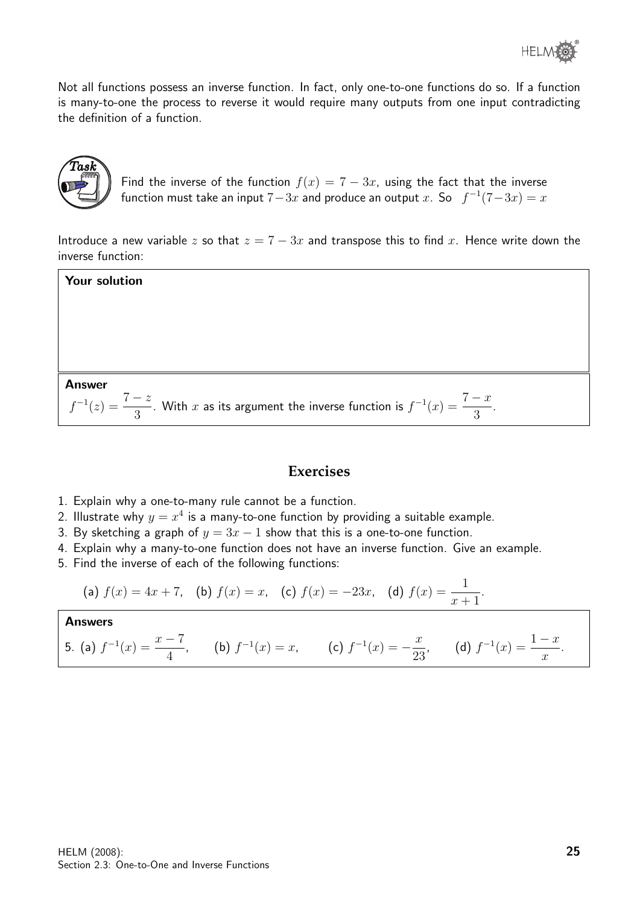Not all functions possess an inverse function. In fact, only one-to-one functions do so. If a function is many-to-one the process to reverse it would require many outputs from one input contradicting the definition of a function.

**Task**

Find the inverse of the function $f(x) = 7 - 3x$, using the fact that the inverse function must take an input $7-3x$ and produce an output $x$. So $f^{-1}(7-3x) = x$

Introduce a new variable $z$ so that $z = 7 - 3x$ and transpose this to find $x$. Hence write down the inverse function:

**Your solution**

**Answer**

$f^{-1}(z) = \dfrac{7-z}{3}$. With $x$ as its argument the inverse function is $f^{-1}(x) = \dfrac{7-x}{3}$.

## Exercises

1. Explain why a one-to-many rule cannot be a function.
2. Illustrate why $y = x^4$ is a many-to-one function by providing a suitable example.
3. By sketching a graph of $y = 3x - 1$ show that this is a one-to-one function.
4. Explain why a many-to-one function does not have an inverse function. Give an example.
5. Find the inverse of each of the following functions:

(a) $f(x) = 4x + 7$, (b) $f(x) = x$, (c) $f(x) = -23x$, (d) $f(x) = \dfrac{1}{x+1}$.

**Answers**

5. (a) $f^{-1}(x) = \dfrac{x-7}{4}$, (b) $f^{-1}(x) = x$, (c) $f^{-1}(x) = -\dfrac{x}{23}$, (d) $f^{-1}(x) = \dfrac{1-x}{x}$.